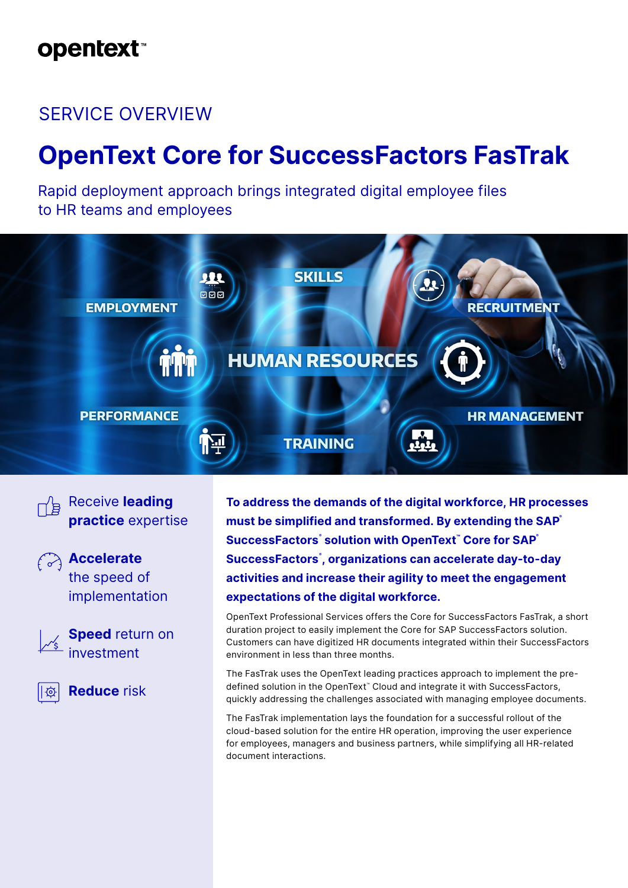opentext™

SERVICE OVERVIEW

# OpenText Core for SuccessFactors FasTrak

Rapid deployment approach brings integrated digital employee files to HR teams and employees

- Receive **leading practice** expertise
- **Accelerate** the speed of implementation
- **Speed** return on investment
- **Reduce** risk

**To address the demands of the digital workforce, HR processes must be simplified and transformed. By extending the SAP® SuccessFactors® solution with OpenText™ Core for SAP® SuccessFactors®, organizations can accelerate day-to-day activities and increase their agility to meet the engagement expectations of the digital workforce.**

OpenText Professional Services offers the Core for SuccessFactors FasTrak, a short duration project to easily implement the Core for SAP SuccessFactors solution. Customers can have digitized HR documents integrated within their SuccessFactors environment in less than three months.

The FasTrak uses the OpenText leading practices approach to implement the pre-defined solution in the OpenText™ Cloud and integrate it with SuccessFactors, quickly addressing the challenges associated with managing employee documents.

The FasTrak implementation lays the foundation for a successful rollout of the cloud-based solution for the entire HR operation, improving the user experience for employees, managers and business partners, while simplifying all HR-related document interactions.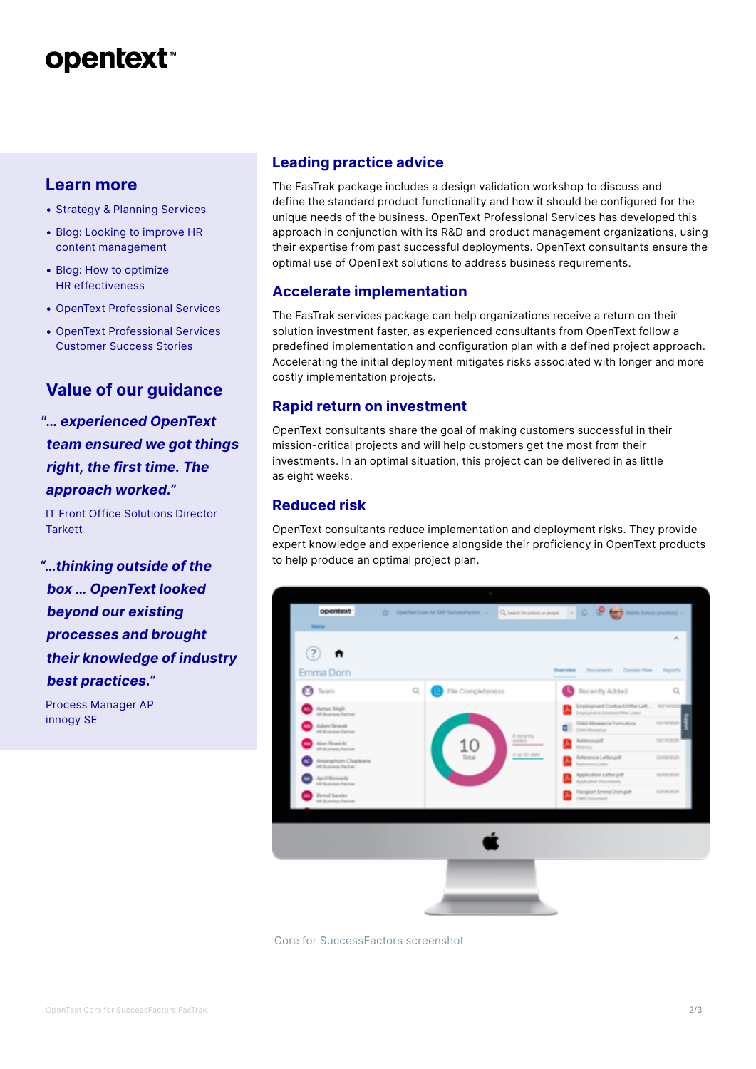## Leading practice advice

The FasTrak package includes a design validation workshop to discuss and define the standard product functionality and how it should be configured for the unique needs of the business. OpenText Professional Services has developed this approach in conjunction with its R&D and product management organizations, using their expertise from past successful deployments. OpenText consultants ensure the optimal use of OpenText solutions to address business requirements.

## Accelerate implementation

The FasTrak services package can help organizations receive a return on their solution investment faster, as experienced consultants from OpenText follow a predefined implementation and configuration plan with a defined project approach. Accelerating the initial deployment mitigates risks associated with longer and more costly implementation projects.

## Rapid return on investment

OpenText consultants share the goal of making customers successful in their mission-critical projects and will help customers get the most from their investments. In an optimal situation, this project can be delivered in as little as eight weeks.

## Reduced risk

OpenText consultants reduce implementation and deployment risks. They provide expert knowledge and experience alongside their proficiency in OpenText products to help produce an optimal project plan.

Core for SuccessFactors screenshot

## Learn more

- Strategy & Planning Services
- Blog: Looking to improve HR content management
- Blog: How to optimize HR effectiveness
- OpenText Professional Services
- OpenText Professional Services Customer Success Stories

## Value of our guidance

*"... experienced OpenText team ensured we got things right, the first time. The approach worked."*

IT Front Office Solutions Director
Tarkett

*"...thinking outside of the box ... OpenText looked beyond our existing processes and brought their knowledge of industry best practices."*

Process Manager AP
innogy SE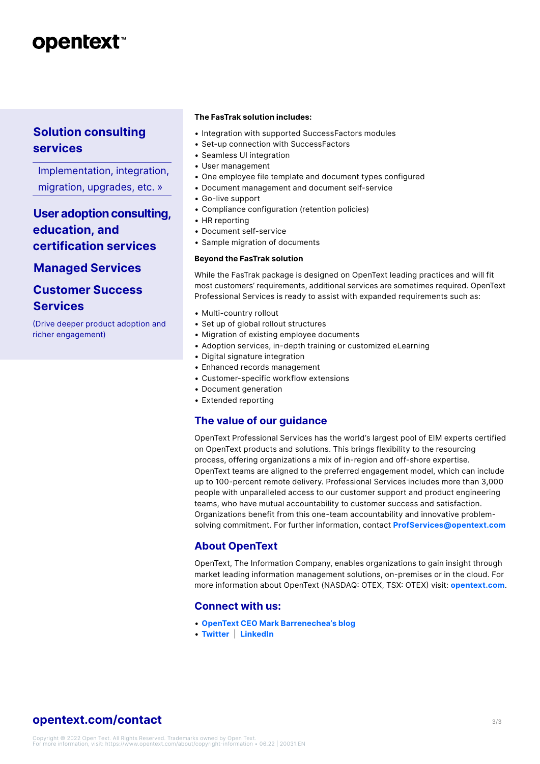## Solution consulting services

Implementation, integration, migration, upgrades, etc. »

## User adoption consulting, education, and certification services

## Managed Services

## Customer Success Services

(Drive deeper product adoption and richer engagement)

**The FasTrak solution includes:**

- Integration with supported SuccessFactors modules
- Set-up connection with SuccessFactors
- Seamless UI integration
- User management
- One employee file template and document types configured
- Document management and document self-service
- Go-live support
- Compliance configuration (retention policies)
- HR reporting
- Document self-service
- Sample migration of documents

**Beyond the FasTrak solution**

While the FasTrak package is designed on OpenText leading practices and will fit most customers' requirements, additional services are sometimes required. OpenText Professional Services is ready to assist with expanded requirements such as:

- Multi-country rollout
- Set up of global rollout structures
- Migration of existing employee documents
- Adoption services, in-depth training or customized eLearning
- Digital signature integration
- Enhanced records management
- Customer-specific workflow extensions
- Document generation
- Extended reporting

## The value of our guidance

OpenText Professional Services has the world's largest pool of EIM experts certified on OpenText products and solutions. This brings flexibility to the resourcing process, offering organizations a mix of in-region and off-shore expertise. OpenText teams are aligned to the preferred engagement model, which can include up to 100-percent remote delivery. Professional Services includes more than 3,000 people with unparalleled access to our customer support and product engineering teams, who have mutual accountability to customer success and satisfaction. Organizations benefit from this one-team accountability and innovative problem-solving commitment. For further information, contact **ProfServices@opentext.com**

## About OpenText

OpenText, The Information Company, enables organizations to gain insight through market leading information management solutions, on-premises or in the cloud. For more information about OpenText (NASDAQ: OTEX, TSX: OTEX) visit: **opentext.com**.

## Connect with us:

- **OpenText CEO Mark Barrenechea's blog**
- **Twitter** | **LinkedIn**

**opentext.com/contact**

Copyright © 2022 Open Text. All Rights Reserved. Trademarks owned by Open Text.
For more information, visit: https://www.opentext.com/about/copyright-information • 06.22 | 20031.EN